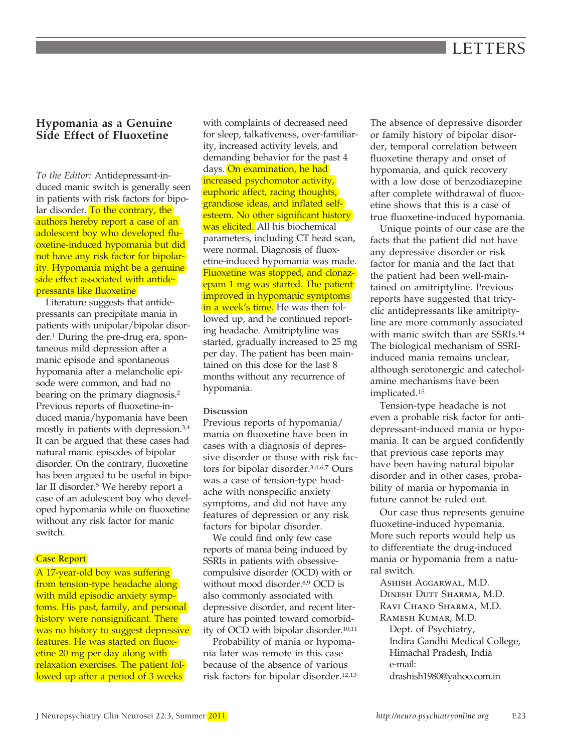# LETTERS

## Hypomania as a Genuine Side Effect of Fluoxetine

*To the Editor:* Antidepressant-induced manic switch is generally seen in patients with risk factors for bipolar disorder. To the contrary, the authors hereby report a case of an adolescent boy who developed fluoxetine-induced hypomania but did not have any risk factor for bipolarity. Hypomania might be a genuine side effect associated with antidepressants like fluoxetine

Literature suggests that antidepressants can precipitate mania in patients with unipolar/bipolar disorder.[1] During the pre-drug era, spontaneous mild depression after a manic episode and spontaneous hypomania after a melancholic episode were common, and had no bearing on the primary diagnosis.[2] Previous reports of fluoxetine-induced mania/hypomania have been mostly in patients with depression.[3,4] It can be argued that these cases had natural manic episodes of bipolar disorder. On the contrary, fluoxetine has been argued to be useful in bipolar II disorder.[5] We hereby report a case of an adolescent boy who developed hypomania while on fluoxetine without any risk factor for manic switch.

### Case Report

A 17-year-old boy was suffering from tension-type headache along with mild episodic anxiety symptoms. His past, family, and personal history were nonsignificant. There was no history to suggest depressive features. He was started on fluoxetine 20 mg per day along with relaxation exercises. The patient followed up after a period of 3 weeks with complaints of decreased need for sleep, talkativeness, over-familiarity, increased activity levels, and demanding behavior for the past 4 days. On examination, he had increased psychomotor activity, euphoric affect, racing thoughts, grandiose ideas, and inflated self-esteem. No other significant history was elicited. All his biochemical parameters, including CT head scan, were normal. Diagnosis of fluoxetine-induced hypomania was made. Fluoxetine was stopped, and clonazepam 1 mg was started. The patient improved in hypomanic symptoms in a week's time. He was then followed up, and he continued reporting headache. Amitriptyline was started, gradually increased to 25 mg per day. The patient has been maintained on this dose for the last 8 months without any recurrence of hypomania.

### Discussion

Previous reports of hypomania/mania on fluoxetine have been in cases with a diagnosis of depressive disorder or those with risk factors for bipolar disorder.[3,4,6,7] Ours was a case of tension-type headache with nonspecific anxiety symptoms, and did not have any features of depression or any risk factors for bipolar disorder.

We could find only few case reports of mania being induced by SSRIs in patients with obsessive-compulsive disorder (OCD) with or without mood disorder.[8,9] OCD is also commonly associated with depressive disorder, and recent literature has pointed toward comorbidity of OCD with bipolar disorder.[10,11]

Probability of mania or hypomania later was remote in this case because of the absence of various risk factors for bipolar disorder.[12,13] The absence of depressive disorder or family history of bipolar disorder, temporal correlation between fluoxetine therapy and onset of hypomania, and quick recovery with a low dose of benzodiazepine after complete withdrawal of fluoxetine shows that this is a case of true fluoxetine-induced hypomania.

Unique points of our case are the facts that the patient did not have any depressive disorder or risk factor for mania and the fact that the patient had been well-maintained on amitriptyline. Previous reports have suggested that tricyclic antidepressants like amitriptyline are more commonly associated with manic switch than are SSRIs.[14] The biological mechanism of SSRI-induced mania remains unclear, although serotonergic and catecholamine mechanisms have been implicated.[15]

Tension-type headache is not even a probable risk factor for antidepressant-induced mania or hypomania. It can be argued confidently that previous case reports may have been having natural bipolar disorder and in other cases, probability of mania or hypomania in future cannot be ruled out.

Our case thus represents genuine fluoxetine-induced hypomania. More such reports would help us to differentiate the drug-induced mania or hypomania from a natural switch.

Ashish Aggarwal, M.D.
Dinesh Dutt Sharma, M.D.
Ravi Chand Sharma, M.D.
Ramesh Kumar, M.D.
Dept. of Psychiatry,
Indira Gandhi Medical College,
Himachal Pradesh, India
e-mail:
drashish1980@yahoo.com.in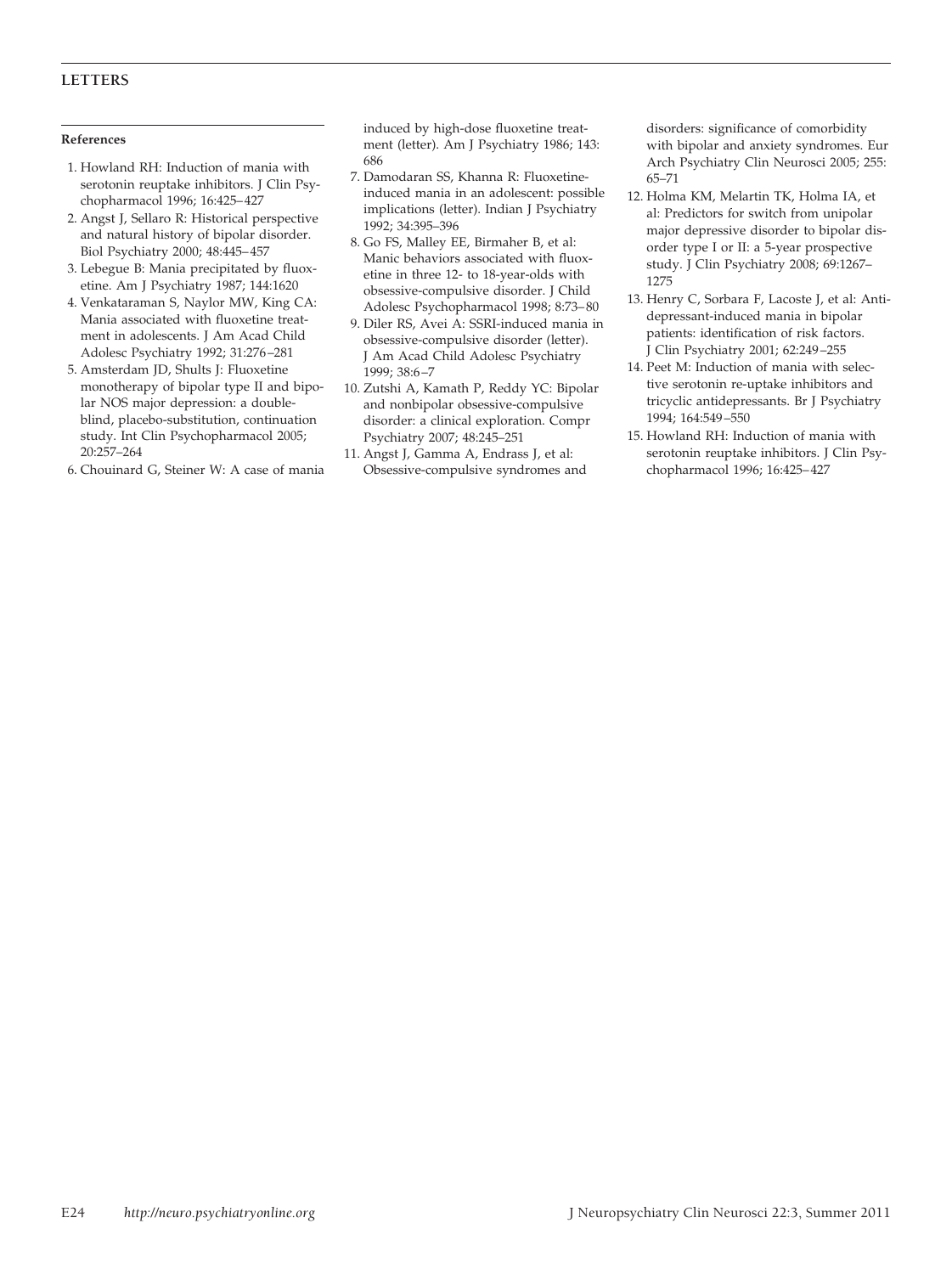#### References

1. Howland RH: Induction of mania with serotonin reuptake inhibitors. J Clin Psychopharmacol 1996; 16:425–427
2. Angst J, Sellaro R: Historical perspective and natural history of bipolar disorder. Biol Psychiatry 2000; 48:445–457
3. Lebegue B: Mania precipitated by fluoxetine. Am J Psychiatry 1987; 144:1620
4. Venkataraman S, Naylor MW, King CA: Mania associated with fluoxetine treatment in adolescents. J Am Acad Child Adolesc Psychiatry 1992; 31:276–281
5. Amsterdam JD, Shults J: Fluoxetine monotherapy of bipolar type II and bipolar NOS major depression: a double-blind, placebo-substitution, continuation study. Int Clin Psychopharmacol 2005; 20:257–264
6. Chouinard G, Steiner W: A case of mania induced by high-dose fluoxetine treatment (letter). Am J Psychiatry 1986; 143: 686
7. Damodaran SS, Khanna R: Fluoxetine-induced mania in an adolescent: possible implications (letter). Indian J Psychiatry 1992; 34:395–396
8. Go FS, Malley EE, Birmaher B, et al: Manic behaviors associated with fluoxetine in three 12- to 18-year-olds with obsessive-compulsive disorder. J Child Adolesc Psychopharmacol 1998; 8:73–80
9. Diler RS, Avei A: SSRI-induced mania in obsessive-compulsive disorder (letter). J Am Acad Child Adolesc Psychiatry 1999; 38:6–7
10. Zutshi A, Kamath P, Reddy YC: Bipolar and nonbipolar obsessive-compulsive disorder: a clinical exploration. Compr Psychiatry 2007; 48:245–251
11. Angst J, Gamma A, Endrass J, et al: Obsessive-compulsive syndromes and disorders: significance of comorbidity with bipolar and anxiety syndromes. Eur Arch Psychiatry Clin Neurosci 2005; 255: 65–71
12. Holma KM, Melartin TK, Holma IA, et al: Predictors for switch from unipolar major depressive disorder to bipolar disorder type I or II: a 5-year prospective study. J Clin Psychiatry 2008; 69:1267–1275
13. Henry C, Sorbara F, Lacoste J, et al: Antidepressant-induced mania in bipolar patients: identification of risk factors. J Clin Psychiatry 2001; 62:249–255
14. Peet M: Induction of mania with selective serotonin re-uptake inhibitors and tricyclic antidepressants. Br J Psychiatry 1994; 164:549–550
15. Howland RH: Induction of mania with serotonin reuptake inhibitors. J Clin Psychopharmacol 1996; 16:425–427